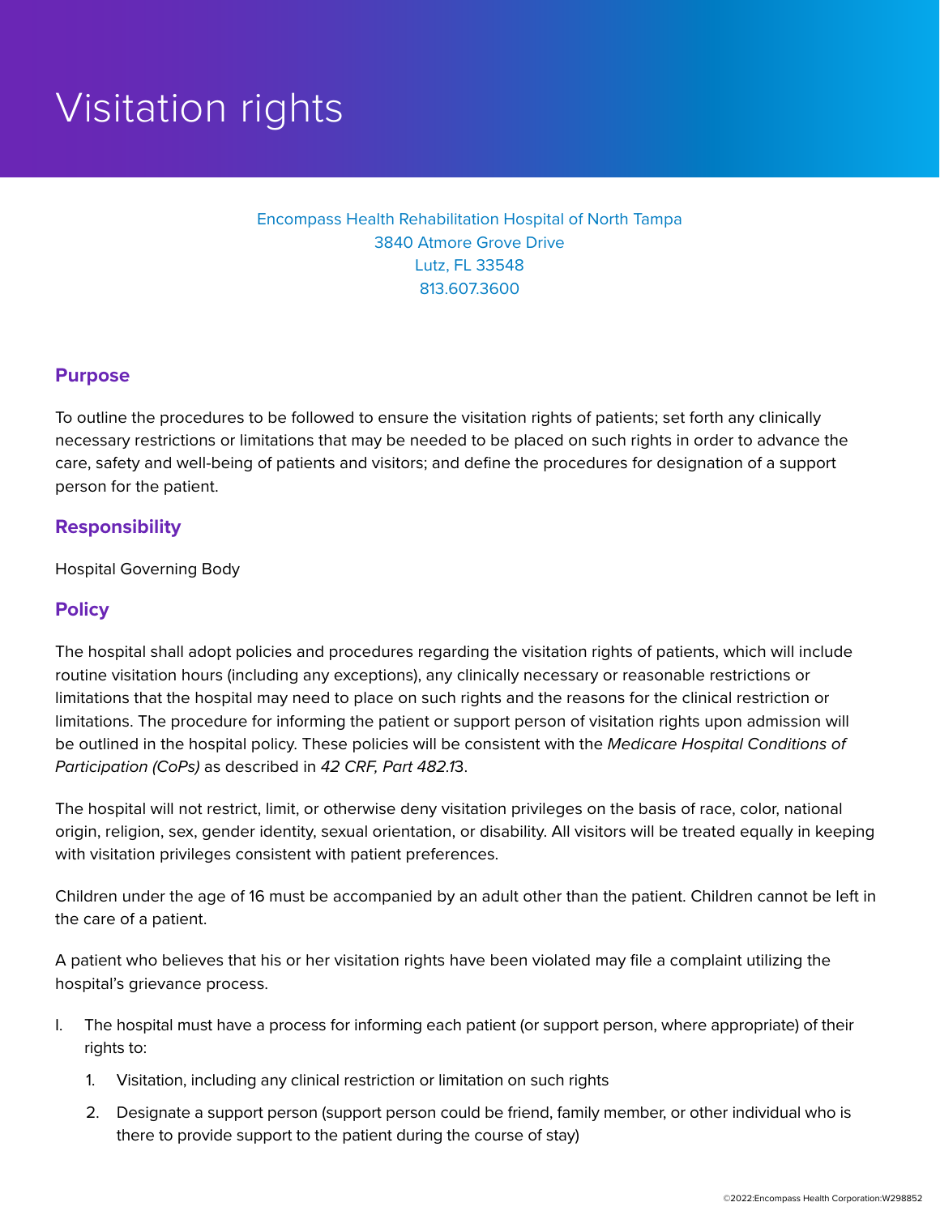# Visitation rights

Encompass Health Rehabilitation Hospital of North Tampa
3840 Atmore Grove Drive
Lutz, FL 33548
813.607.3600

## Purpose

To outline the procedures to be followed to ensure the visitation rights of patients; set forth any clinically necessary restrictions or limitations that may be needed to be placed on such rights in order to advance the care, safety and well-being of patients and visitors; and define the procedures for designation of a support person for the patient.

## Responsibility

Hospital Governing Body

## Policy

The hospital shall adopt policies and procedures regarding the visitation rights of patients, which will include routine visitation hours (including any exceptions), any clinically necessary or reasonable restrictions or limitations that the hospital may need to place on such rights and the reasons for the clinical restriction or limitations. The procedure for informing the patient or support person of visitation rights upon admission will be outlined in the hospital policy. These policies will be consistent with the *Medicare Hospital Conditions of Participation (CoPs)* as described in *42 CRF, Part 482.1*3.

The hospital will not restrict, limit, or otherwise deny visitation privileges on the basis of race, color, national origin, religion, sex, gender identity, sexual orientation, or disability. All visitors will be treated equally in keeping with visitation privileges consistent with patient preferences.

Children under the age of 16 must be accompanied by an adult other than the patient. Children cannot be left in the care of a patient.

A patient who believes that his or her visitation rights have been violated may file a complaint utilizing the hospital's grievance process.

I. The hospital must have a process for informing each patient (or support person, where appropriate) of their rights to:

   1. Visitation, including any clinical restriction or limitation on such rights
   2. Designate a support person (support person could be friend, family member, or other individual who is there to provide support to the patient during the course of stay)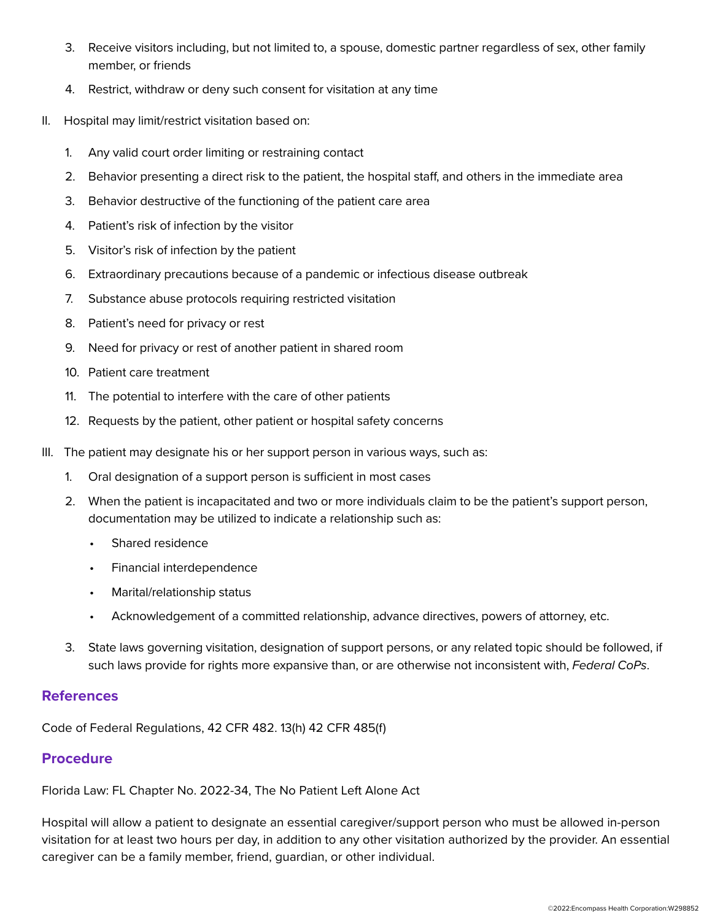3. Receive visitors including, but not limited to, a spouse, domestic partner regardless of sex, other family member, or friends
4. Restrict, withdraw or deny such consent for visitation at any time

II. Hospital may limit/restrict visitation based on:

1. Any valid court order limiting or restraining contact
2. Behavior presenting a direct risk to the patient, the hospital staff, and others in the immediate area
3. Behavior destructive of the functioning of the patient care area
4. Patient's risk of infection by the visitor
5. Visitor's risk of infection by the patient
6. Extraordinary precautions because of a pandemic or infectious disease outbreak
7. Substance abuse protocols requiring restricted visitation
8. Patient's need for privacy or rest
9. Need for privacy or rest of another patient in shared room
10. Patient care treatment
11. The potential to interfere with the care of other patients
12. Requests by the patient, other patient or hospital safety concerns

III. The patient may designate his or her support person in various ways, such as:

1. Oral designation of a support person is sufficient in most cases
2. When the patient is incapacitated and two or more individuals claim to be the patient's support person, documentation may be utilized to indicate a relationship such as:
   - Shared residence
   - Financial interdependence
   - Marital/relationship status
   - Acknowledgement of a committed relationship, advance directives, powers of attorney, etc.
3. State laws governing visitation, designation of support persons, or any related topic should be followed, if such laws provide for rights more expansive than, or are otherwise not inconsistent with, *Federal CoPs*.

## References

Code of Federal Regulations, 42 CFR 482. 13(h) 42 CFR 485(f)

## Procedure

Florida Law: FL Chapter No. 2022-34, The No Patient Left Alone Act

Hospital will allow a patient to designate an essential caregiver/support person who must be allowed in-person visitation for at least two hours per day, in addition to any other visitation authorized by the provider. An essential caregiver can be a family member, friend, guardian, or other individual.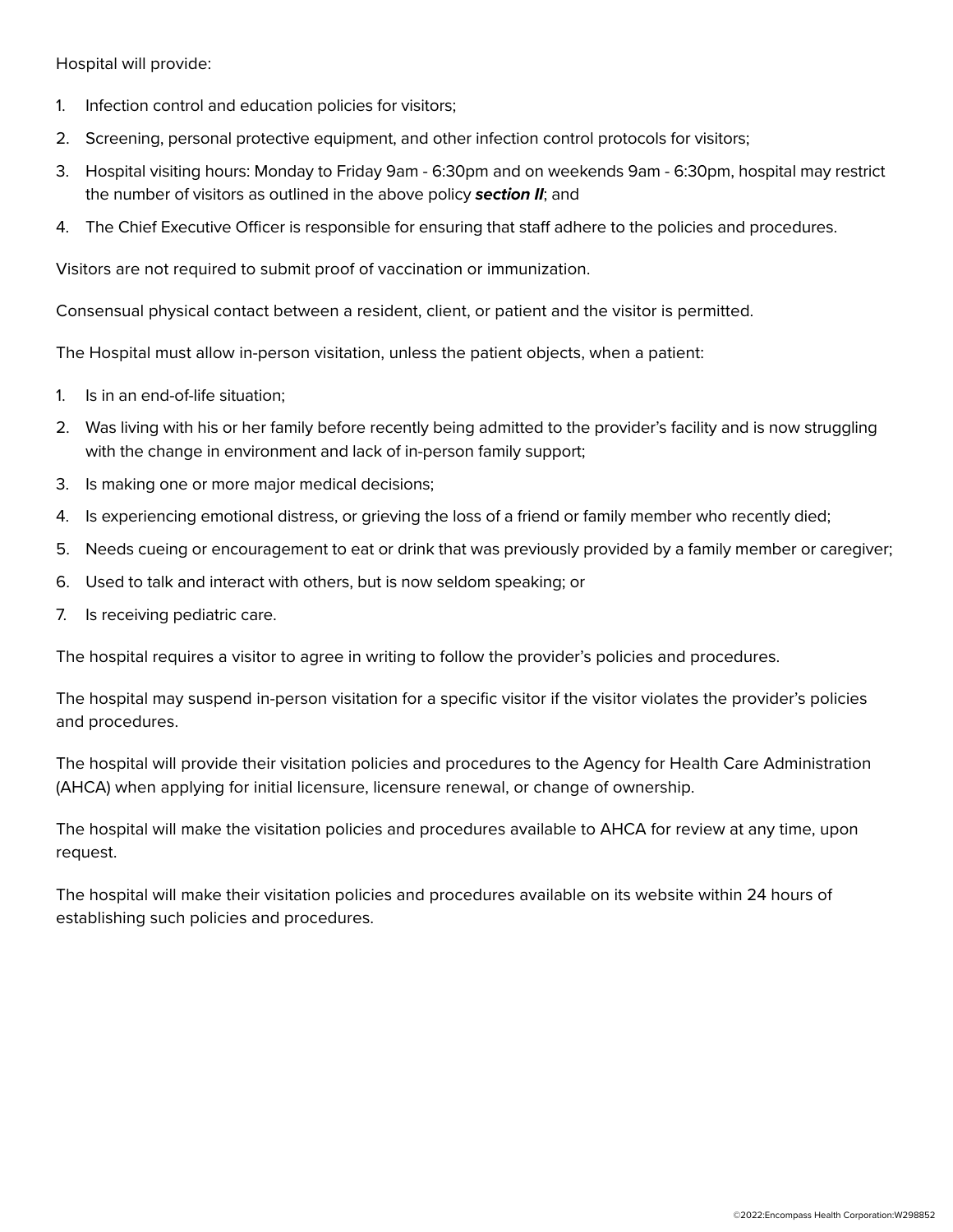Hospital will provide:

1. Infection control and education policies for visitors;
2. Screening, personal protective equipment, and other infection control protocols for visitors;
3. Hospital visiting hours: Monday to Friday 9am - 6:30pm and on weekends 9am - 6:30pm, hospital may restrict the number of visitors as outlined in the above policy ***section II***; and
4. The Chief Executive Officer is responsible for ensuring that staff adhere to the policies and procedures.

Visitors are not required to submit proof of vaccination or immunization.

Consensual physical contact between a resident, client, or patient and the visitor is permitted.

The Hospital must allow in-person visitation, unless the patient objects, when a patient:

1. Is in an end-of-life situation;
2. Was living with his or her family before recently being admitted to the provider's facility and is now struggling with the change in environment and lack of in-person family support;
3. Is making one or more major medical decisions;
4. Is experiencing emotional distress, or grieving the loss of a friend or family member who recently died;
5. Needs cueing or encouragement to eat or drink that was previously provided by a family member or caregiver;
6. Used to talk and interact with others, but is now seldom speaking; or
7. Is receiving pediatric care.

The hospital requires a visitor to agree in writing to follow the provider's policies and procedures.

The hospital may suspend in-person visitation for a specific visitor if the visitor violates the provider's policies and procedures.

The hospital will provide their visitation policies and procedures to the Agency for Health Care Administration (AHCA) when applying for initial licensure, licensure renewal, or change of ownership.

The hospital will make the visitation policies and procedures available to AHCA for review at any time, upon request.

The hospital will make their visitation policies and procedures available on its website within 24 hours of establishing such policies and procedures.

©2022:Encompass Health Corporation:W298852